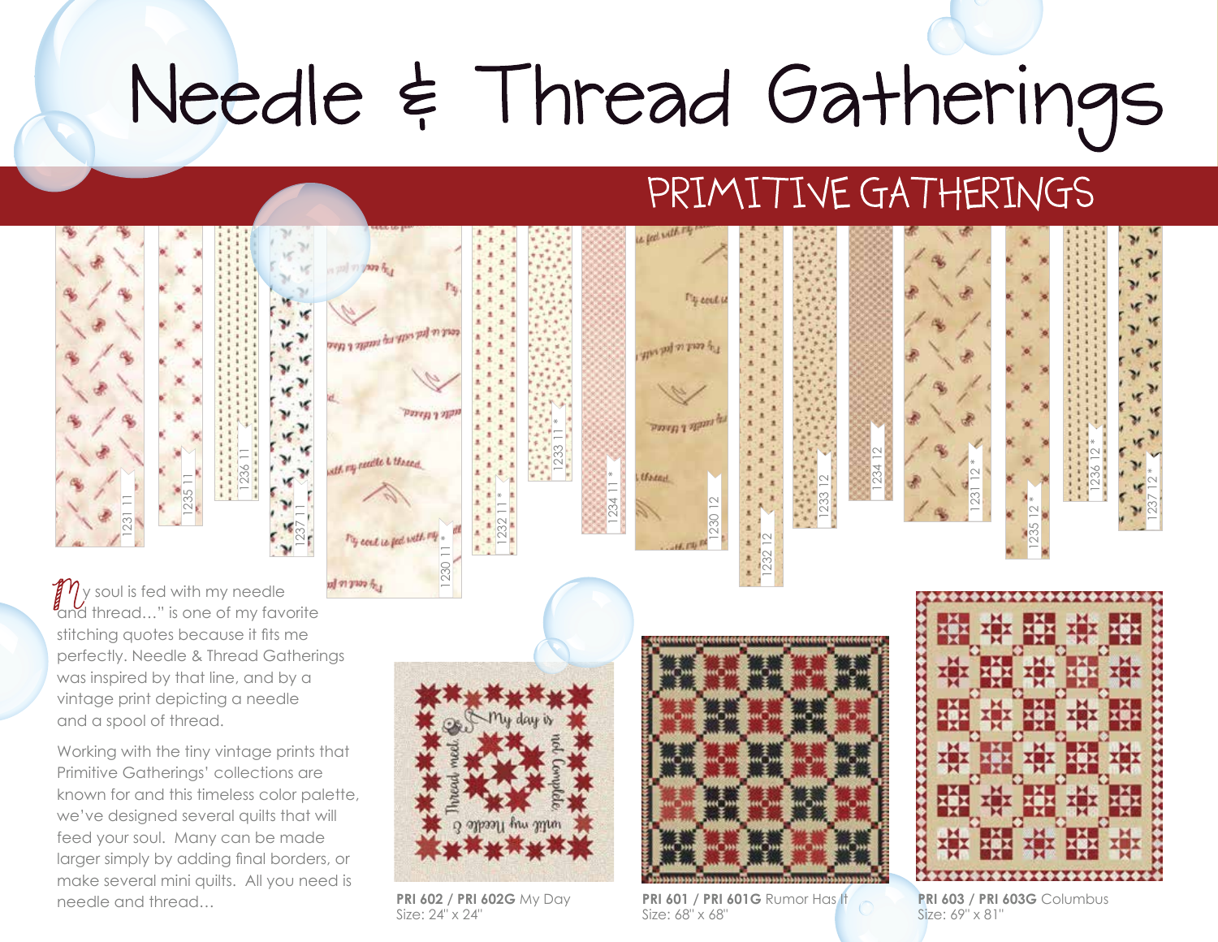# Needle & Thread Gatherings

## PRIMITIVE GATHERINGS

1231 11 · 1235 11 · 1236 11 · 1237 11 · 1230 11 * · 1232 11 * · 1233 11 * · 1234 11 * · 1230 12 · 1232 12 · 1233 12 · 1234 12 · 1231 12 * · 1235 12 * · 1236 12 * · 1237 12 *

"My soul is fed with my needle and thread…" is one of my favorite stitching quotes because it fits me perfectly. Needle & Thread Gatherings was inspired by that line, and by a vintage print depicting a needle and a spool of thread.

Working with the tiny vintage prints that Primitive Gatherings' collections are known for and this timeless color palette, we've designed several quilts that will feed your soul. Many can be made larger simply by adding final borders, or make several mini quilts. All you need is needle and thread…

**PRI 602 / PRI 602G** My Day
Size: 24" x 24"

**PRI 601 / PRI 601G** Rumor Has It
Size: 68" x 68"

**PRI 603 / PRI 603G** Columbus
Size: 69" x 81"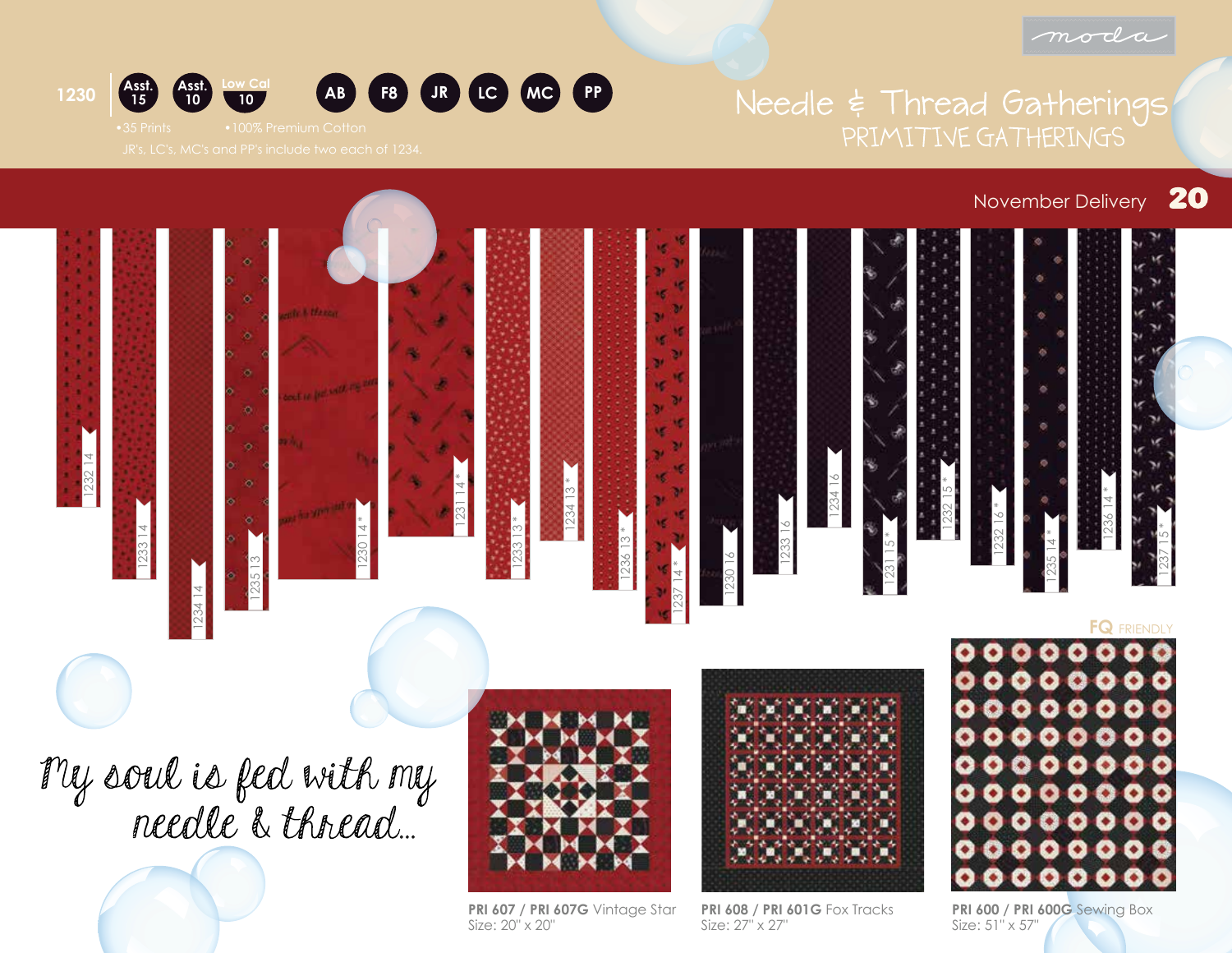moda

1230 | Asst. 15 | Asst. 10 | Low Cal 10 | AB | F8 | JR | LC | MC | PP

•35 Prints •100% Premium Cotton

JR's, LC's, MC's and PP's include two each of 1234.

# Needle & Thread Gatherings

## PRIMITIVE GATHERINGS

November Delivery 20

1232 14
1233 14
1234 14
1235 13
1230 14 *
1231 14 *
1233 13 *
1234 13 *
1236 13 *
1237 14 *
1230 16
1233 16
1234 16
1231 15 *
1232 15 *
1232 16 *
1235 14 *
1236 14 *
1237 15 *

*My soul is fed with my needle & thread...*

**PRI 607 / PRI 607G** Vintage Star
Size: 20" x 20"

**PRI 608 / PRI 601G** Fox Tracks
Size: 27" x 27"

FQ FRIENDLY

**PRI 600 / PRI 600G** Sewing Box
Size: 51" x 57"